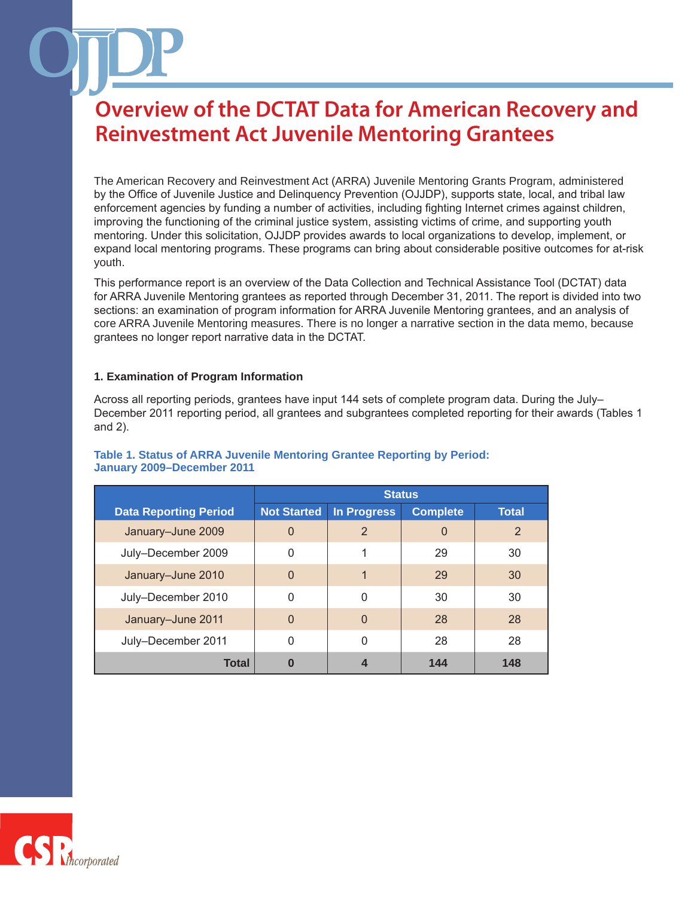# Overview of the DCTAT Data for American Recovery and Reinvestment Act Juvenile Mentoring Grantees

The American Recovery and Reinvestment Act (ARRA) Juvenile Mentoring Grants Program, administered by the Office of Juvenile Justice and Delinquency Prevention (OJJDP), supports state, local, and tribal law enforcement agencies by funding a number of activities, including fighting Internet crimes against children, improving the functioning of the criminal justice system, assisting victims of crime, and supporting youth mentoring. Under this solicitation, OJJDP provides awards to local organizations to develop, implement, or expand local mentoring programs. These programs can bring about considerable positive outcomes for at-risk youth.

This performance report is an overview of the Data Collection and Technical Assistance Tool (DCTAT) data for ARRA Juvenile Mentoring grantees as reported through December 31, 2011. The report is divided into two sections: an examination of program information for ARRA Juvenile Mentoring grantees, and an analysis of core ARRA Juvenile Mentoring measures. There is no longer a narrative section in the data memo, because grantees no longer report narrative data in the DCTAT.

## 1. Examination of Program Information

Across all reporting periods, grantees have input 144 sets of complete program data. During the July–December 2011 reporting period, all grantees and subgrantees completed reporting for their awards (Tables 1 and 2).

**Table 1. Status of ARRA Juvenile Mentoring Grantee Reporting by Period: January 2009–December 2011**

| | Status | | | |
|---|---|---|---|---|
| Data Reporting Period | Not Started | In Progress | Complete | Total |
| January–June 2009 | 0 | 2 | 0 | 2 |
| July–December 2009 | 0 | 1 | 29 | 30 |
| January–June 2010 | 0 | 1 | 29 | 30 |
| July–December 2010 | 0 | 0 | 30 | 30 |
| January–June 2011 | 0 | 0 | 28 | 28 |
| July–December 2011 | 0 | 0 | 28 | 28 |
| **Total** | **0** | **4** | **144** | **148** |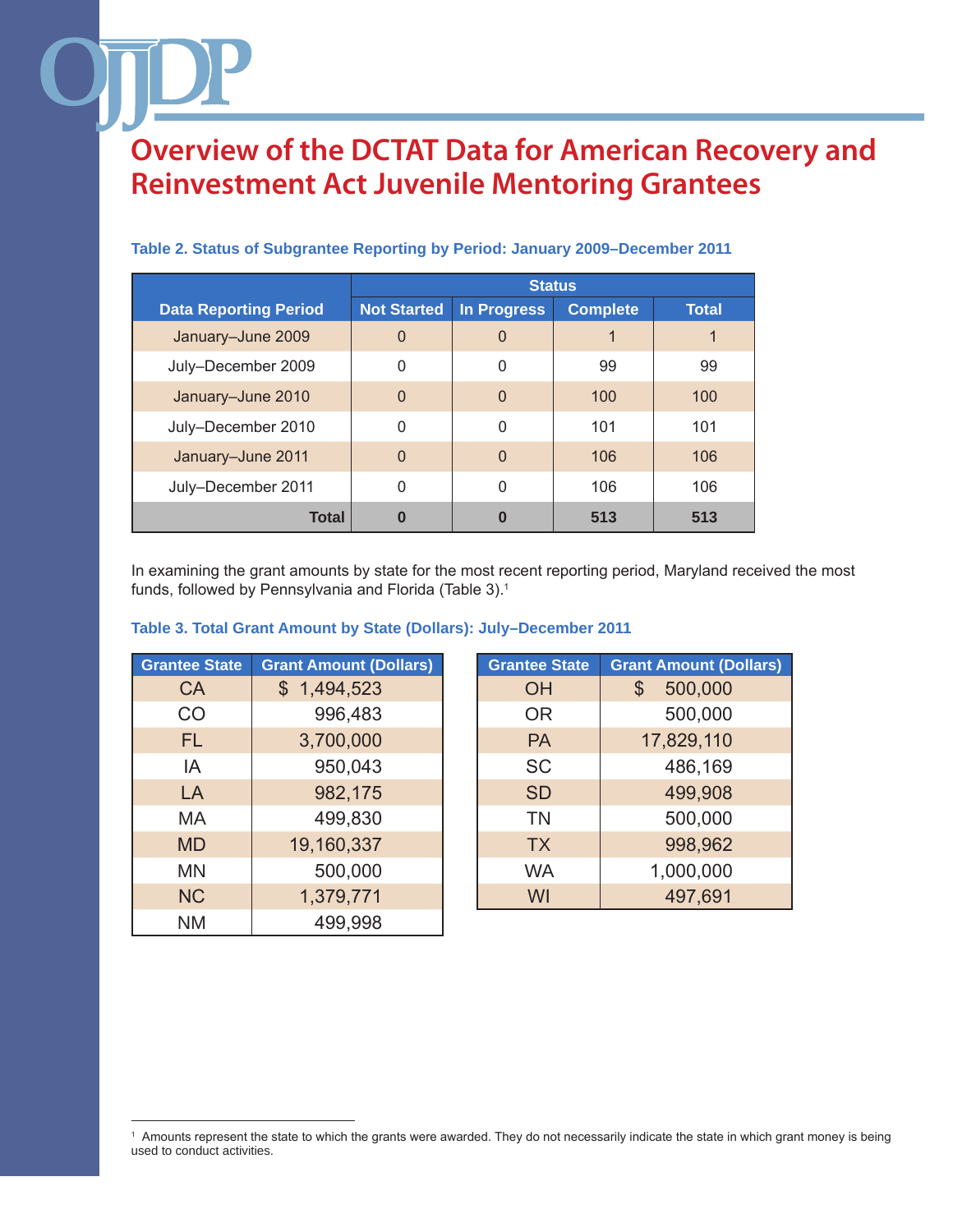# Overview of the DCTAT Data for American Recovery and Reinvestment Act Juvenile Mentoring Grantees

**Table 2. Status of Subgrantee Reporting by Period: January 2009–December 2011**

| Data Reporting Period | Status | | | |
|---|---|---|---|---|
| | Not Started | In Progress | Complete | Total |
| January–June 2009 | 0 | 0 | 1 | 1 |
| July–December 2009 | 0 | 0 | 99 | 99 |
| January–June 2010 | 0 | 0 | 100 | 100 |
| July–December 2010 | 0 | 0 | 101 | 101 |
| January–June 2011 | 0 | 0 | 106 | 106 |
| July–December 2011 | 0 | 0 | 106 | 106 |
| **Total** | **0** | **0** | **513** | **513** |

In examining the grant amounts by state for the most recent reporting period, Maryland received the most funds, followed by Pennsylvania and Florida (Table 3).[1]

**Table 3. Total Grant Amount by State (Dollars): July–December 2011**

| Grantee State | Grant Amount (Dollars) |
|---|---|
| CA | $ 1,494,523 |
| CO | 996,483 |
| FL | 3,700,000 |
| IA | 950,043 |
| LA | 982,175 |
| MA | 499,830 |
| MD | 19,160,337 |
| MN | 500,000 |
| NC | 1,379,771 |
| NM | 499,998 |
| OH | $ 500,000 |
| OR | 500,000 |
| PA | 17,829,110 |
| SC | 486,169 |
| SD | 499,908 |
| TN | 500,000 |
| TX | 998,962 |
| WA | 1,000,000 |
| WI | 497,691 |

[1] Amounts represent the state to which the grants were awarded. They do not necessarily indicate the state in which grant money is being used to conduct activities.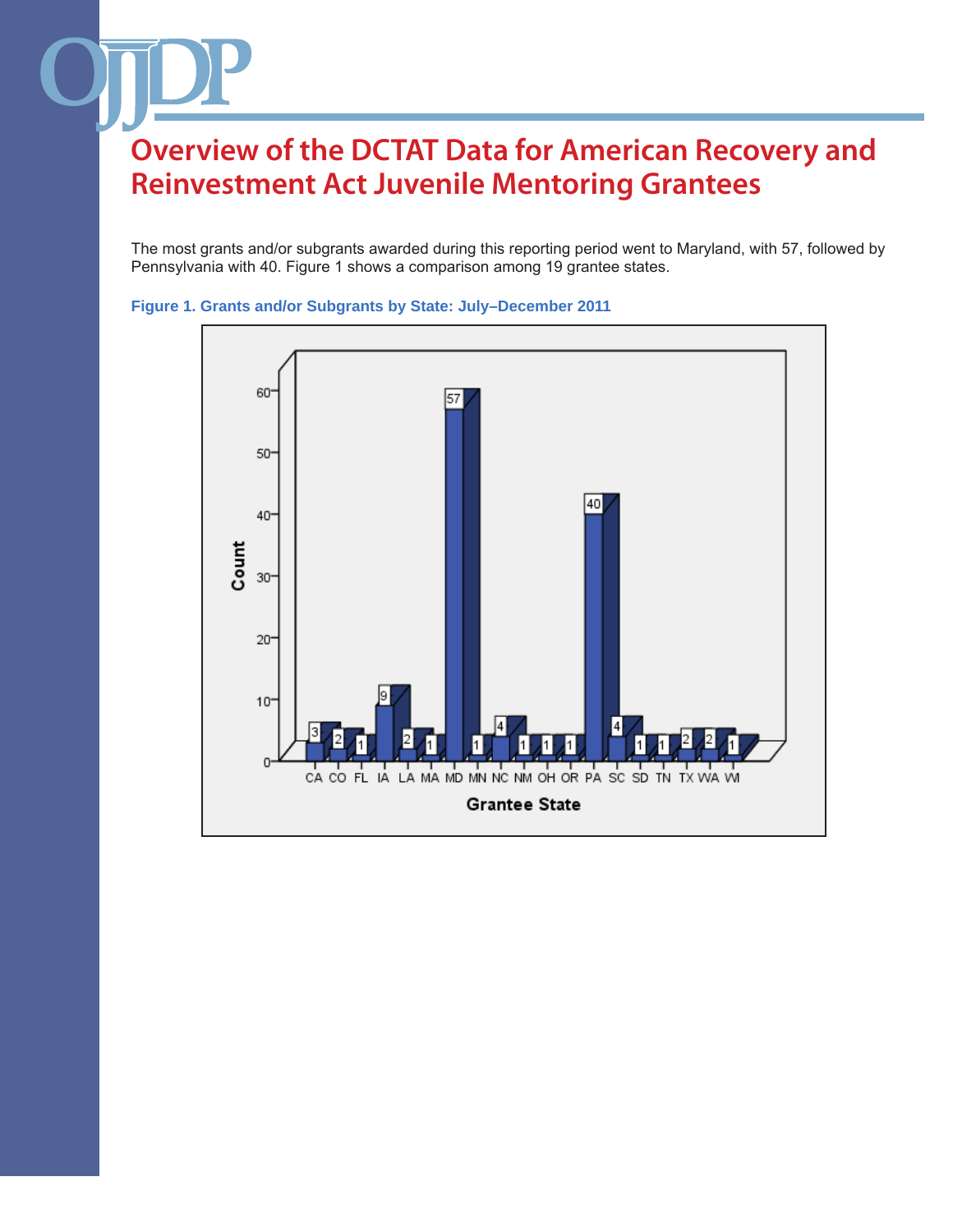# Overview of the DCTAT Data for American Recovery and Reinvestment Act Juvenile Mentoring Grantees

The most grants and/or subgrants awarded during this reporting period went to Maryland, with 57, followed by Pennsylvania with 40. Figure 1 shows a comparison among 19 grantee states.

**Figure 1. Grants and/or Subgrants by State: July–December 2011**

| Grantee State | Count |
|---|---|
| CA | 3 |
| CO | 2 |
| FL | 1 |
| IA | 9 |
| LA | 2 |
| MA | 1 |
| MD | 57 |
| MN | 1 |
| NC | 4 |
| NM | 1 |
| OH | 1 |
| OR | 1 |
| PA | 40 |
| SC | 4 |
| SD | 1 |
| TN | 1 |
| TX | 2 |
| WA | 2 |
| WI | 1 |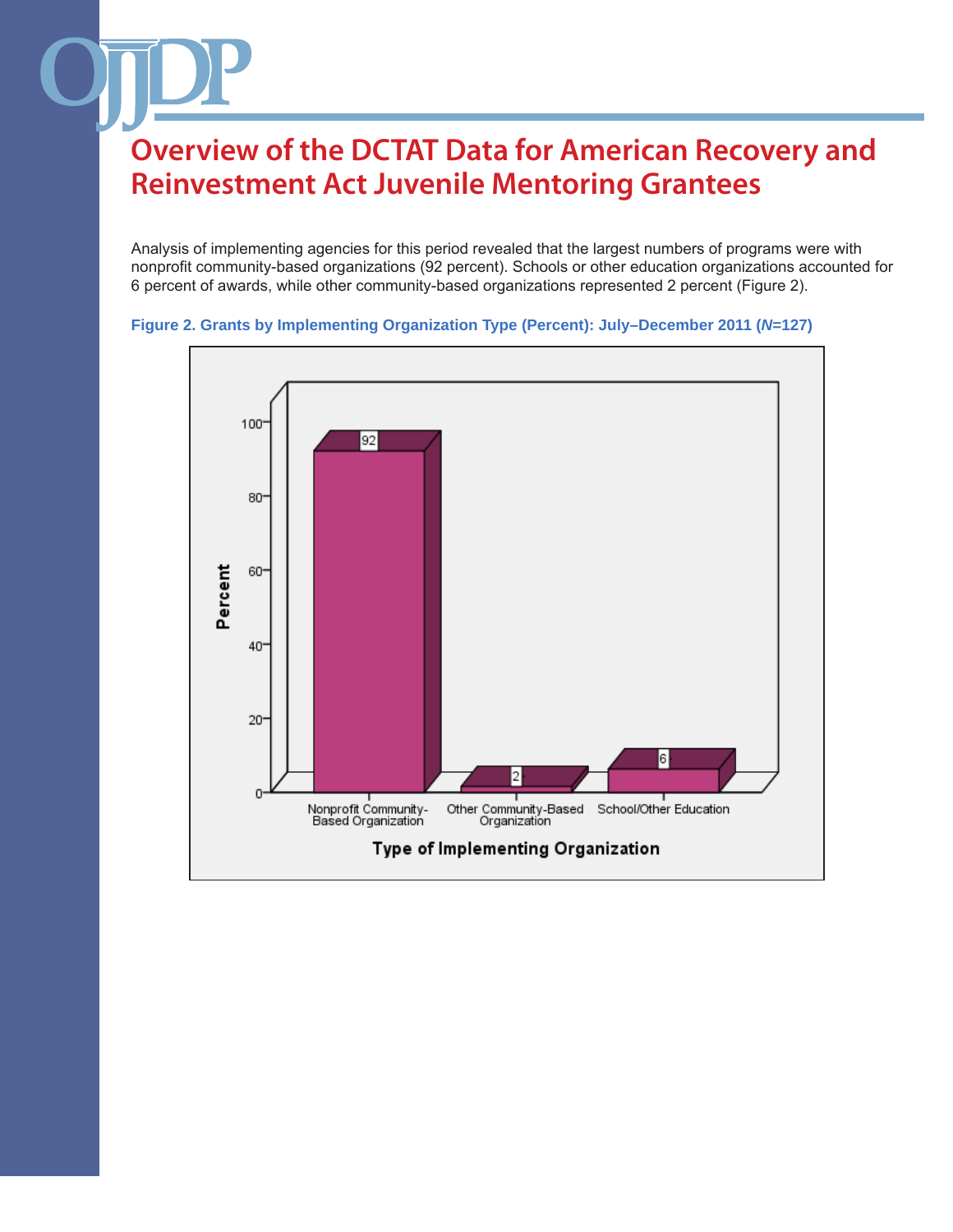# Overview of the DCTAT Data for American Recovery and Reinvestment Act Juvenile Mentoring Grantees

Analysis of implementing agencies for this period revealed that the largest numbers of programs were with nonprofit community-based organizations (92 percent). Schools or other education organizations accounted for 6 percent of awards, while other community-based organizations represented 2 percent (Figure 2).

**Figure 2. Grants by Implementing Organization Type (Percent): July–December 2011 (*N*=127)**

| Type of Implementing Organization | Percent |
|---|---|
| Nonprofit Community-Based Organization | 92 |
| Other Community-Based Organization | 2 |
| School/Other Education | 6 |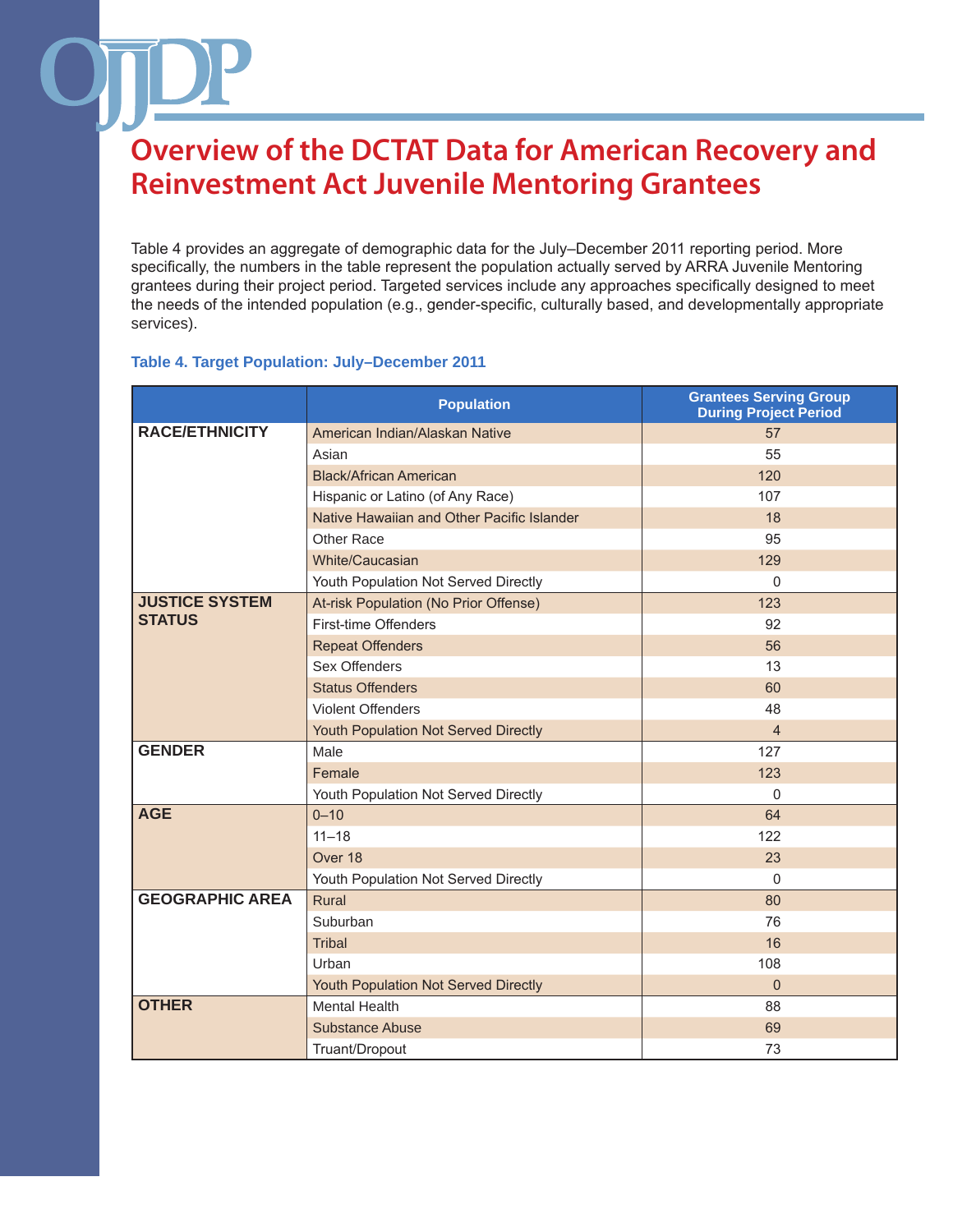# Overview of the DCTAT Data for American Recovery and Reinvestment Act Juvenile Mentoring Grantees

Table 4 provides an aggregate of demographic data for the July–December 2011 reporting period. More specifically, the numbers in the table represent the population actually served by ARRA Juvenile Mentoring grantees during their project period. Targeted services include any approaches specifically designed to meet the needs of the intended population (e.g., gender-specific, culturally based, and developmentally appropriate services).

**Table 4. Target Population: July–December 2011**

| | Population | Grantees Serving Group During Project Period |
|---|---|---|
| **RACE/ETHNICITY** | American Indian/Alaskan Native | 57 |
| | Asian | 55 |
| | Black/African American | 120 |
| | Hispanic or Latino (of Any Race) | 107 |
| | Native Hawaiian and Other Pacific Islander | 18 |
| | Other Race | 95 |
| | White/Caucasian | 129 |
| | Youth Population Not Served Directly | 0 |
| **JUSTICE SYSTEM STATUS** | At-risk Population (No Prior Offense) | 123 |
| | First-time Offenders | 92 |
| | Repeat Offenders | 56 |
| | Sex Offenders | 13 |
| | Status Offenders | 60 |
| | Violent Offenders | 48 |
| | Youth Population Not Served Directly | 4 |
| **GENDER** | Male | 127 |
| | Female | 123 |
| | Youth Population Not Served Directly | 0 |
| **AGE** | 0–10 | 64 |
| | 11–18 | 122 |
| | Over 18 | 23 |
| | Youth Population Not Served Directly | 0 |
| **GEOGRAPHIC AREA** | Rural | 80 |
| | Suburban | 76 |
| | Tribal | 16 |
| | Urban | 108 |
| | Youth Population Not Served Directly | 0 |
| **OTHER** | Mental Health | 88 |
| | Substance Abuse | 69 |
| | Truant/Dropout | 73 |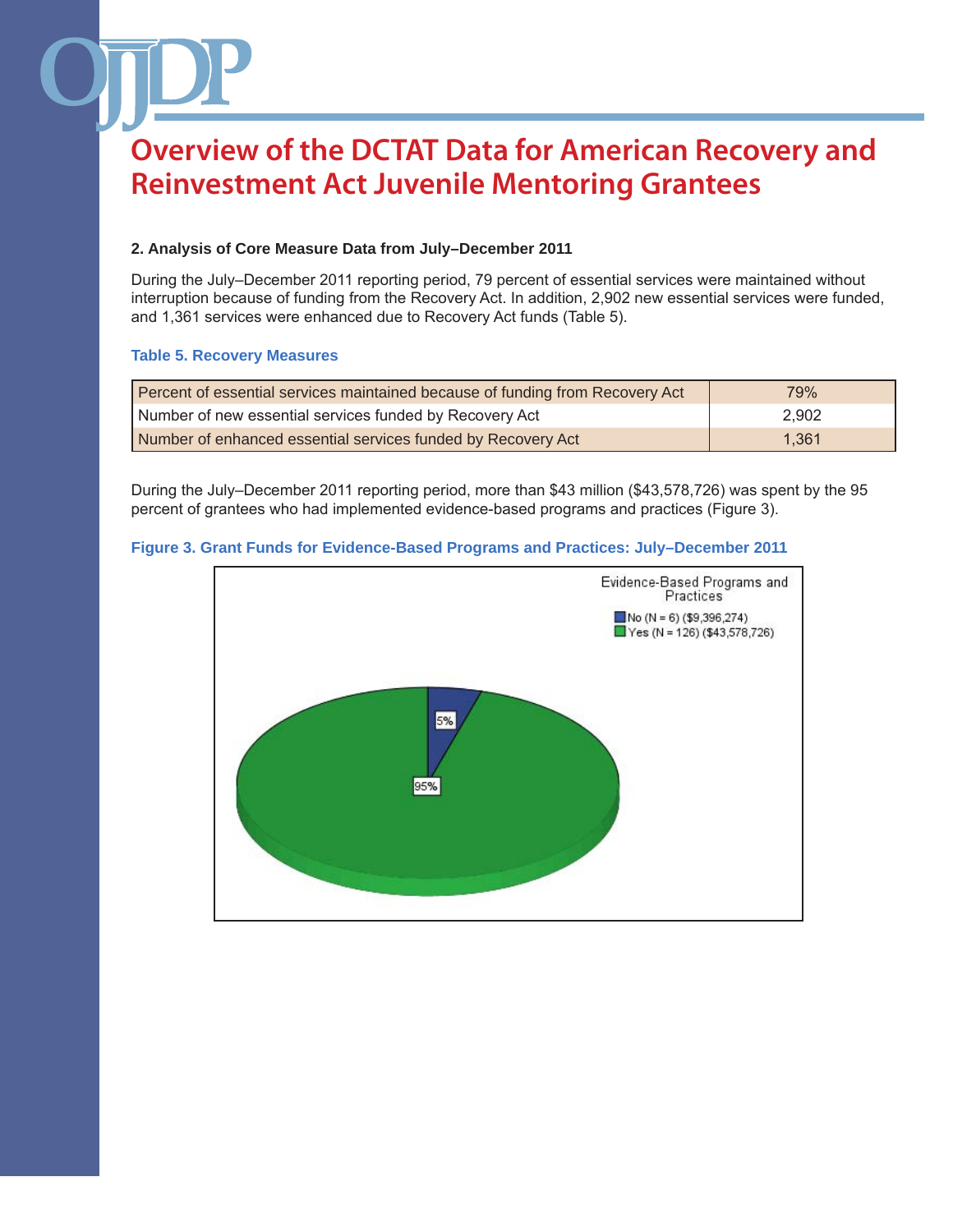# Overview of the DCTAT Data for American Recovery and Reinvestment Act Juvenile Mentoring Grantees

**2. Analysis of Core Measure Data from July–December 2011**

During the July–December 2011 reporting period, 79 percent of essential services were maintained without interruption because of funding from the Recovery Act. In addition, 2,902 new essential services were funded, and 1,361 services were enhanced due to Recovery Act funds (Table 5).

**Table 5. Recovery Measures**

| | |
|---|---|
| Percent of essential services maintained because of funding from Recovery Act | 79% |
| Number of new essential services funded by Recovery Act | 2,902 |
| Number of enhanced essential services funded by Recovery Act | 1,361 |

During the July–December 2011 reporting period, more than $43 million ($43,578,726) was spent by the 95 percent of grantees who had implemented evidence-based programs and practices (Figure 3).

**Figure 3. Grant Funds for Evidence-Based Programs and Practices: July–December 2011**

Evidence-Based Programs and Practices

- No (N = 6) ($9,396,274) — 5%
- Yes (N = 126) ($43,578,726) — 95%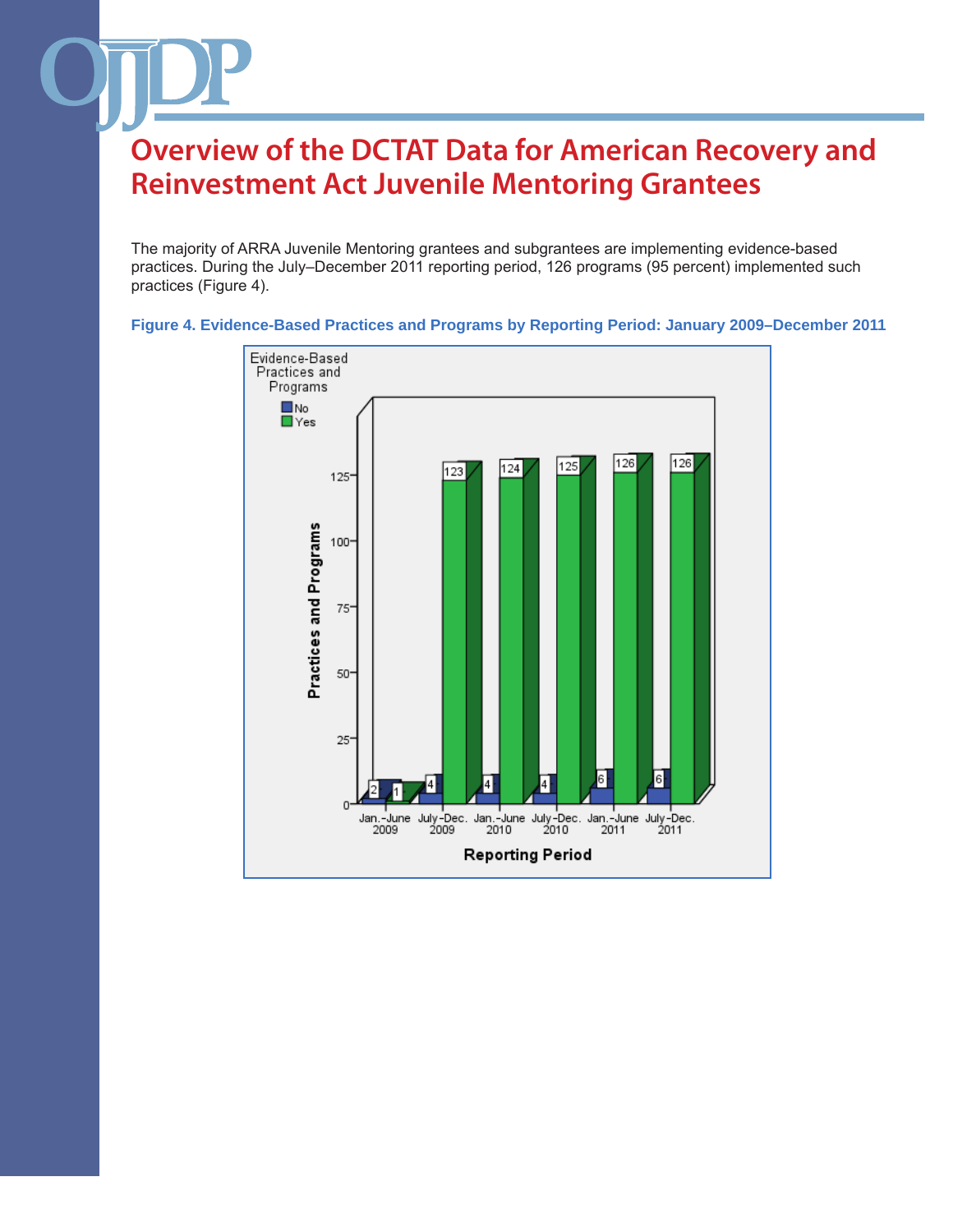# Overview of the DCTAT Data for American Recovery and Reinvestment Act Juvenile Mentoring Grantees

The majority of ARRA Juvenile Mentoring grantees and subgrantees are implementing evidence-based practices. During the July–December 2011 reporting period, 126 programs (95 percent) implemented such practices (Figure 4).

**Figure 4. Evidence-Based Practices and Programs by Reporting Period: January 2009–December 2011**

| Reporting Period | No | Yes |
|---|---|---|
| Jan.–June 2009 | 2 | 1 |
| July–Dec. 2009 | 4 | 123 |
| Jan.–June 2010 | 4 | 124 |
| July–Dec. 2010 | 4 | 125 |
| Jan.–June 2011 | 6 | 126 |
| July–Dec. 2011 | 6 | 126 |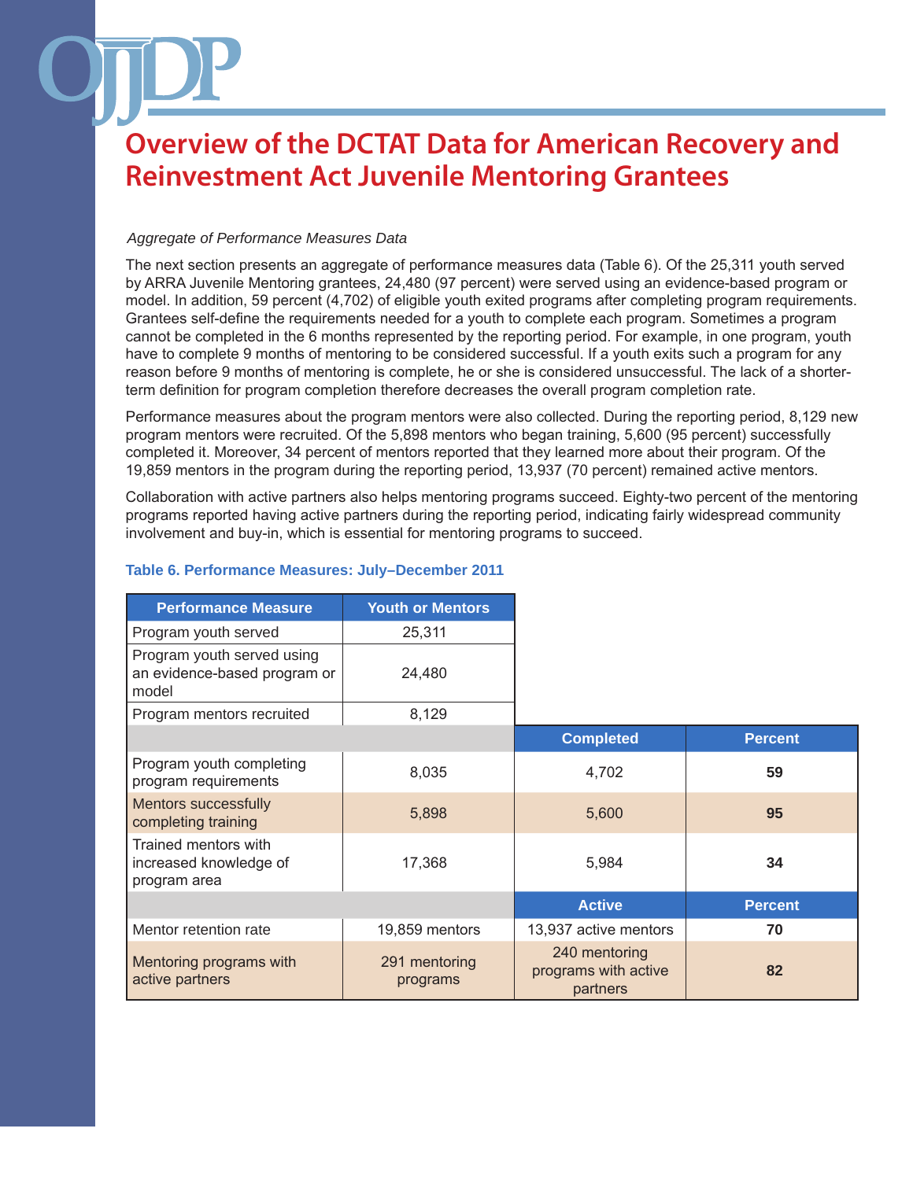# Overview of the DCTAT Data for American Recovery and Reinvestment Act Juvenile Mentoring Grantees

*Aggregate of Performance Measures Data*

The next section presents an aggregate of performance measures data (Table 6). Of the 25,311 youth served by ARRA Juvenile Mentoring grantees, 24,480 (97 percent) were served using an evidence-based program or model. In addition, 59 percent (4,702) of eligible youth exited programs after completing program requirements. Grantees self-define the requirements needed for a youth to complete each program. Sometimes a program cannot be completed in the 6 months represented by the reporting period. For example, in one program, youth have to complete 9 months of mentoring to be considered successful. If a youth exits such a program for any reason before 9 months of mentoring is complete, he or she is considered unsuccessful. The lack of a shorter-term definition for program completion therefore decreases the overall program completion rate.

Performance measures about the program mentors were also collected. During the reporting period, 8,129 new program mentors were recruited. Of the 5,898 mentors who began training, 5,600 (95 percent) successfully completed it. Moreover, 34 percent of mentors reported that they learned more about their program. Of the 19,859 mentors in the program during the reporting period, 13,937 (70 percent) remained active mentors.

Collaboration with active partners also helps mentoring programs succeed. Eighty-two percent of the mentoring programs reported having active partners during the reporting period, indicating fairly widespread community involvement and buy-in, which is essential for mentoring programs to succeed.

**Table 6. Performance Measures: July–December 2011**

| Performance Measure | Youth or Mentors | | |
|---|---|---|---|
| Program youth served | 25,311 | | |
| Program youth served using an evidence-based program or model | 24,480 | | |
| Program mentors recruited | 8,129 | | |
| | | Completed | Percent |
| Program youth completing program requirements | 8,035 | 4,702 | **59** |
| Mentors successfully completing training | 5,898 | 5,600 | **95** |
| Trained mentors with increased knowledge of program area | 17,368 | 5,984 | **34** |
| | | Active | Percent |
| Mentor retention rate | 19,859 mentors | 13,937 active mentors | **70** |
| Mentoring programs with active partners | 291 mentoring programs | 240 mentoring programs with active partners | **82** |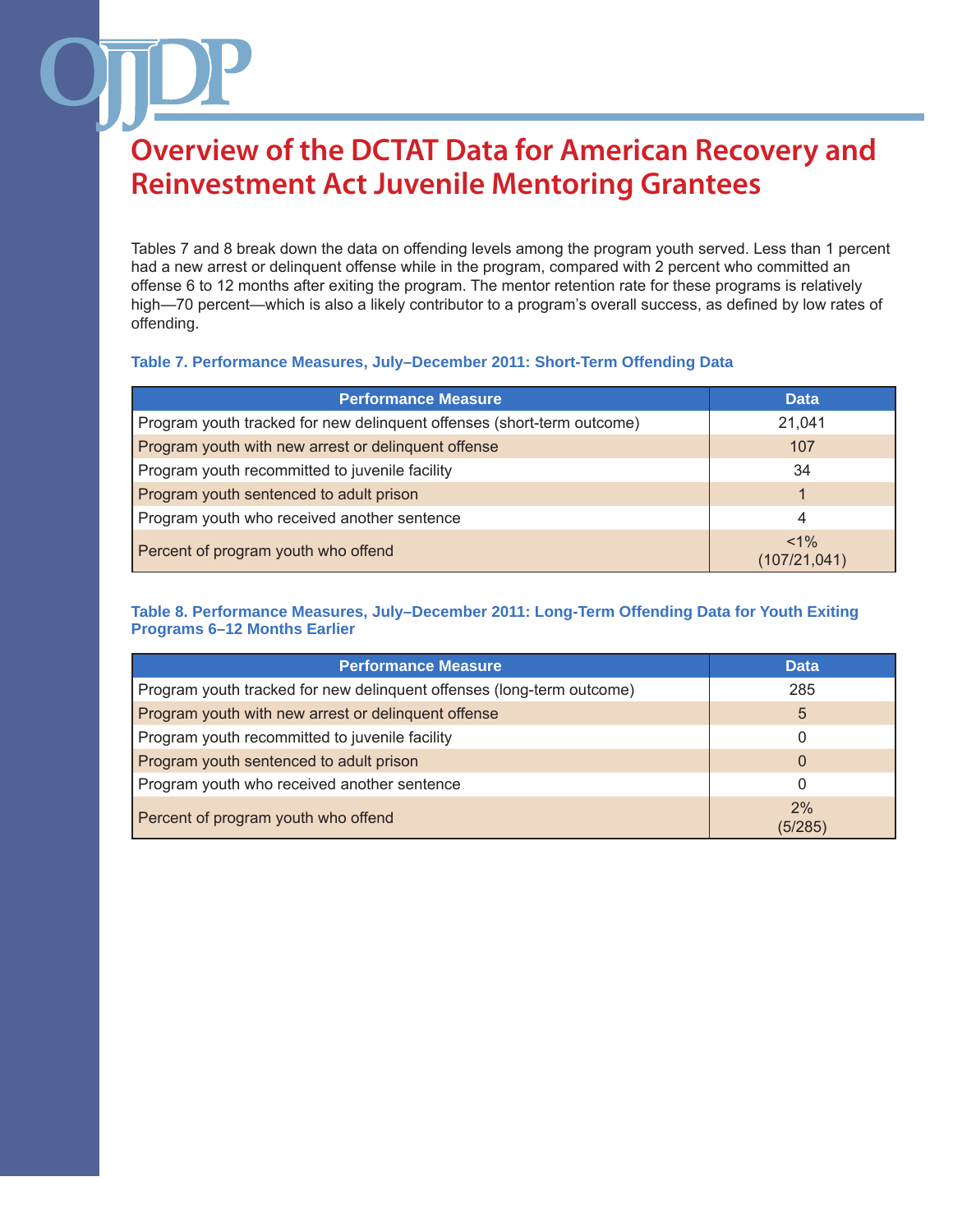# Overview of the DCTAT Data for American Recovery and Reinvestment Act Juvenile Mentoring Grantees

Tables 7 and 8 break down the data on offending levels among the program youth served. Less than 1 percent had a new arrest or delinquent offense while in the program, compared with 2 percent who committed an offense 6 to 12 months after exiting the program. The mentor retention rate for these programs is relatively high—70 percent—which is also a likely contributor to a program's overall success, as defined by low rates of offending.

**Table 7. Performance Measures, July–December 2011: Short-Term Offending Data**

| Performance Measure | Data |
|---|---|
| Program youth tracked for new delinquent offenses (short-term outcome) | 21,041 |
| Program youth with new arrest or delinquent offense | 107 |
| Program youth recommitted to juvenile facility | 34 |
| Program youth sentenced to adult prison | 1 |
| Program youth who received another sentence | 4 |
| Percent of program youth who offend | <1% (107/21,041) |

**Table 8. Performance Measures, July–December 2011: Long-Term Offending Data for Youth Exiting Programs 6–12 Months Earlier**

| Performance Measure | Data |
|---|---|
| Program youth tracked for new delinquent offenses (long-term outcome) | 285 |
| Program youth with new arrest or delinquent offense | 5 |
| Program youth recommitted to juvenile facility | 0 |
| Program youth sentenced to adult prison | 0 |
| Program youth who received another sentence | 0 |
| Percent of program youth who offend | 2% (5/285) |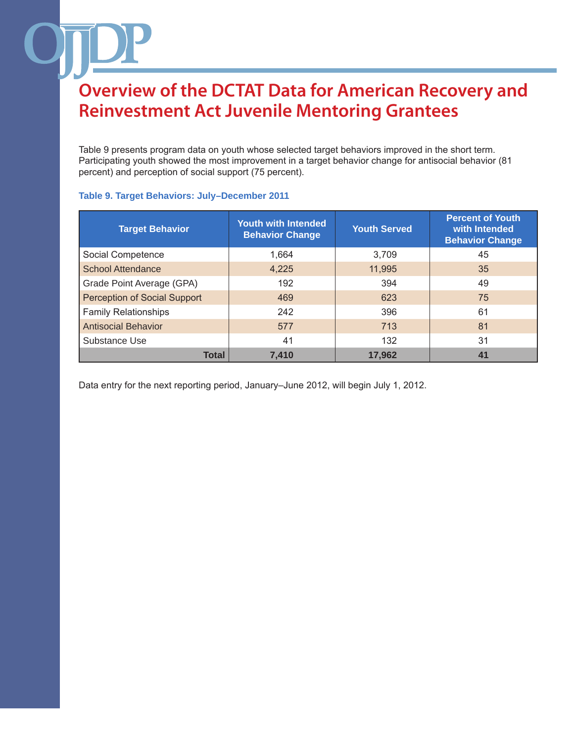# Overview of the DCTAT Data for American Recovery and Reinvestment Act Juvenile Mentoring Grantees

Table 9 presents program data on youth whose selected target behaviors improved in the short term. Participating youth showed the most improvement in a target behavior change for antisocial behavior (81 percent) and perception of social support (75 percent).

**Table 9. Target Behaviors: July–December 2011**

| Target Behavior | Youth with Intended Behavior Change | Youth Served | Percent of Youth with Intended Behavior Change |
|---|---|---|---|
| Social Competence | 1,664 | 3,709 | 45 |
| School Attendance | 4,225 | 11,995 | 35 |
| Grade Point Average (GPA) | 192 | 394 | 49 |
| Perception of Social Support | 469 | 623 | 75 |
| Family Relationships | 242 | 396 | 61 |
| Antisocial Behavior | 577 | 713 | 81 |
| Substance Use | 41 | 132 | 31 |
| **Total** | **7,410** | **17,962** | **41** |

Data entry for the next reporting period, January–June 2012, will begin July 1, 2012.